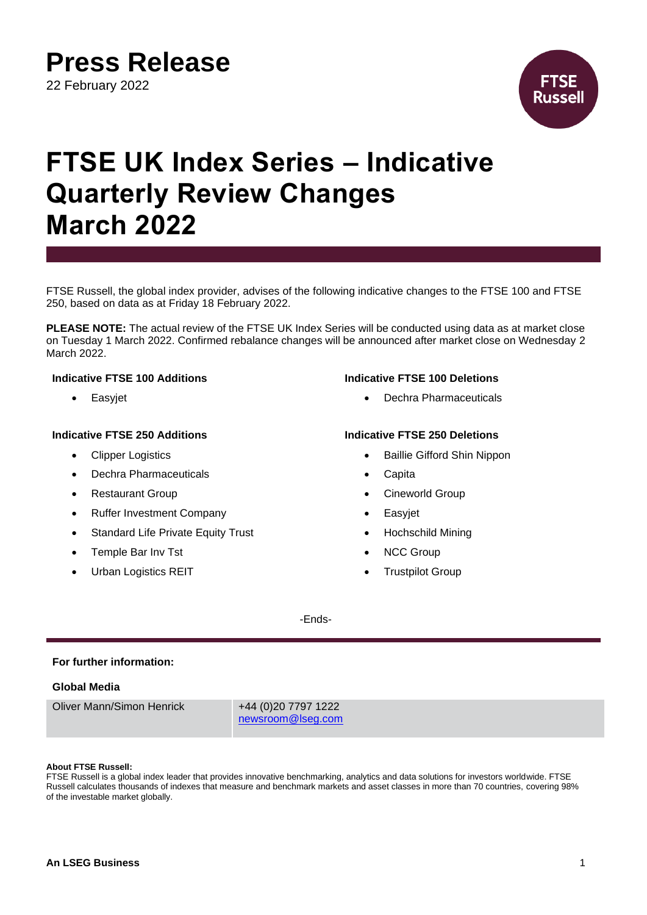# Press Release

22 February 2022

# FTSE UK Index Series – Indicative Quarterly Review Changes March 2022

FTSE Russell, the global index provider, advises of the following indicative changes to the FTSE 100 and FTSE 250, based on data as at Friday 18 February 2022.

**PLEASE NOTE:** The actual review of the FTSE UK Index Series will be conducted using data as at market close on Tuesday 1 March 2022. Confirmed rebalance changes will be announced after market close on Wednesday 2 March 2022.

**Indicative FTSE 100 Additions**

- Easyjet

**Indicative FTSE 100 Deletions**

- Dechra Pharmaceuticals

**Indicative FTSE 250 Additions**

- Clipper Logistics
- Dechra Pharmaceuticals
- Restaurant Group
- Ruffer Investment Company
- Standard Life Private Equity Trust
- Temple Bar Inv Tst
- Urban Logistics REIT

**Indicative FTSE 250 Deletions**

- Baillie Gifford Shin Nippon
- Capita
- Cineworld Group
- Easyjet
- Hochschild Mining
- NCC Group
- Trustpilot Group

-Ends-

**For further information:**

**Global Media**

| Oliver Mann/Simon Henrick | +44 (0)20 7797 1222<br>newsroom@lseg.com |
|---|---|

**About FTSE Russell:**
FTSE Russell is a global index leader that provides innovative benchmarking, analytics and data solutions for investors worldwide. FTSE Russell calculates thousands of indexes that measure and benchmark markets and asset classes in more than 70 countries, covering 98% of the investable market globally.

**An LSEG Business**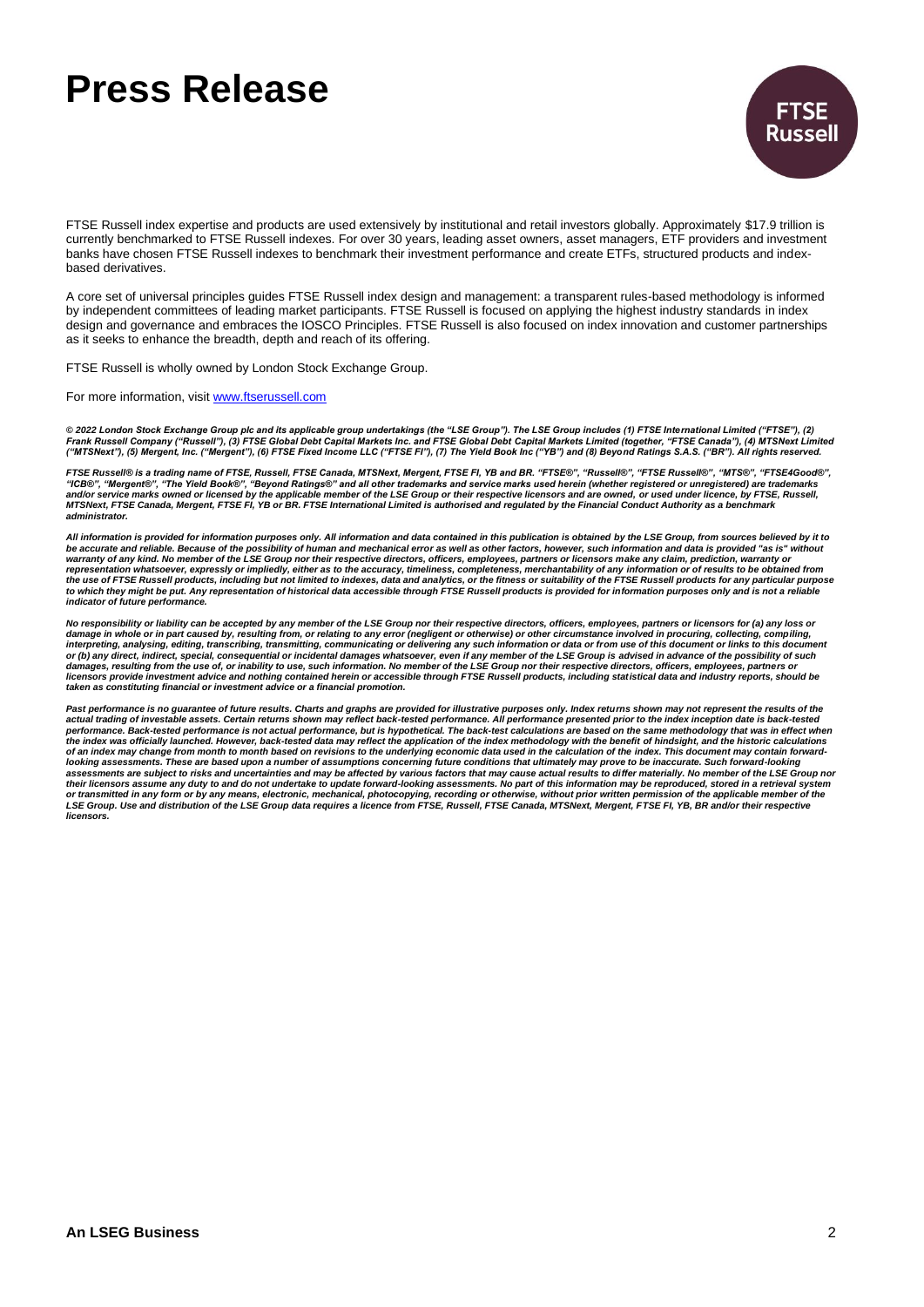# Press Release

FTSE Russell index expertise and products are used extensively by institutional and retail investors globally. Approximately $17.9 trillion is currently benchmarked to FTSE Russell indexes. For over 30 years, leading asset owners, asset managers, ETF providers and investment banks have chosen FTSE Russell indexes to benchmark their investment performance and create ETFs, structured products and index-based derivatives.

A core set of universal principles guides FTSE Russell index design and management: a transparent rules-based methodology is informed by independent committees of leading market participants. FTSE Russell is focused on applying the highest industry standards in index design and governance and embraces the IOSCO Principles. FTSE Russell is also focused on index innovation and customer partnerships as it seeks to enhance the breadth, depth and reach of its offering.

FTSE Russell is wholly owned by London Stock Exchange Group.

For more information, visit [www.ftserussell.com](www.ftserussell.com)

***© 2022 London Stock Exchange Group plc and its applicable group undertakings (the "LSE Group"). The LSE Group includes (1) FTSE International Limited ("FTSE"), (2) Frank Russell Company ("Russell"), (3) FTSE Global Debt Capital Markets Inc. and FTSE Global Debt Capital Markets Limited (together, "FTSE Canada"), (4) MTSNext Limited ("MTSNext"), (5) Mergent, Inc. ("Mergent"), (6) FTSE Fixed Income LLC ("FTSE FI"), (7) The Yield Book Inc ("YB") and (8) Beyond Ratings S.A.S. ("BR"). All rights reserved.***

***FTSE Russell® is a trading name of FTSE, Russell, FTSE Canada, MTSNext, Mergent, FTSE FI, YB and BR. "FTSE®", "Russell®", "FTSE Russell®", "MTS®", "FTSE4Good®", "ICB®", "Mergent®", "The Yield Book®", "Beyond Ratings®" and all other trademarks and service marks used herein (whether registered or unregistered) are trademarks and/or service marks owned or licensed by the applicable member of the LSE Group or their respective licensors and are owned, or used under licence, by FTSE, Russell, MTSNext, FTSE Canada, Mergent, FTSE FI, YB or BR. FTSE International Limited is authorised and regulated by the Financial Conduct Authority as a benchmark administrator.***

***All information is provided for information purposes only. All information and data contained in this publication is obtained by the LSE Group, from sources believed by it to be accurate and reliable. Because of the possibility of human and mechanical error as well as other factors, however, such information and data is provided "as is" without warranty of any kind. No member of the LSE Group nor their respective directors, officers, employees, partners or licensors make any claim, prediction, warranty or representation whatsoever, expressly or impliedly, either as to the accuracy, timeliness, completeness, merchantability of any information or of results to be obtained from the use of FTSE Russell products, including but not limited to indexes, data and analytics, or the fitness or suitability of the FTSE Russell products for any particular purpose to which they might be put. Any representation of historical data accessible through FTSE Russell products is provided for information purposes only and is not a reliable indicator of future performance.***

***No responsibility or liability can be accepted by any member of the LSE Group nor their respective directors, officers, employees, partners or licensors for (a) any loss or damage in whole or in part caused by, resulting from, or relating to any error (negligent or otherwise) or other circumstance involved in procuring, collecting, compiling, interpreting, analysing, editing, transcribing, transmitting, communicating or delivering any such information or data or from use of this document or links to this document or (b) any direct, indirect, special, consequential or incidental damages whatsoever, even if any member of the LSE Group is advised in advance of the possibility of such damages, resulting from the use of, or inability to use, such information. No member of the LSE Group nor their respective directors, officers, employees, partners or licensors provide investment advice and nothing contained herein or accessible through FTSE Russell products, including statistical data and industry reports, should be taken as constituting financial or investment advice or a financial promotion.***

***Past performance is no guarantee of future results. Charts and graphs are provided for illustrative purposes only. Index returns shown may not represent the results of the actual trading of investable assets. Certain returns shown may reflect back-tested performance. All performance presented prior to the index inception date is back-tested performance. Back-tested performance is not actual performance, but is hypothetical. The back-test calculations are based on the same methodology that was in effect when the index was officially launched. However, back-tested data may reflect the application of the index methodology with the benefit of hindsight, and the historic calculations of an index may change from month to month based on revisions to the underlying economic data used in the calculation of the index. This document may contain forward-looking assessments. These are based upon a number of assumptions concerning future conditions that ultimately may prove to be inaccurate. Such forward-looking assessments are subject to risks and uncertainties and may be affected by various factors that may cause actual results to differ materially. No member of the LSE Group nor their licensors assume any duty to and do not undertake to update forward-looking assessments. No part of this information may be reproduced, stored in a retrieval system or transmitted in any form or by any means, electronic, mechanical, photocopying, recording or otherwise, without prior written permission of the applicable member of the LSE Group. Use and distribution of the LSE Group data requires a licence from FTSE, Russell, FTSE Canada, MTSNext, Mergent, FTSE FI, YB, BR and/or their respective licensors.***